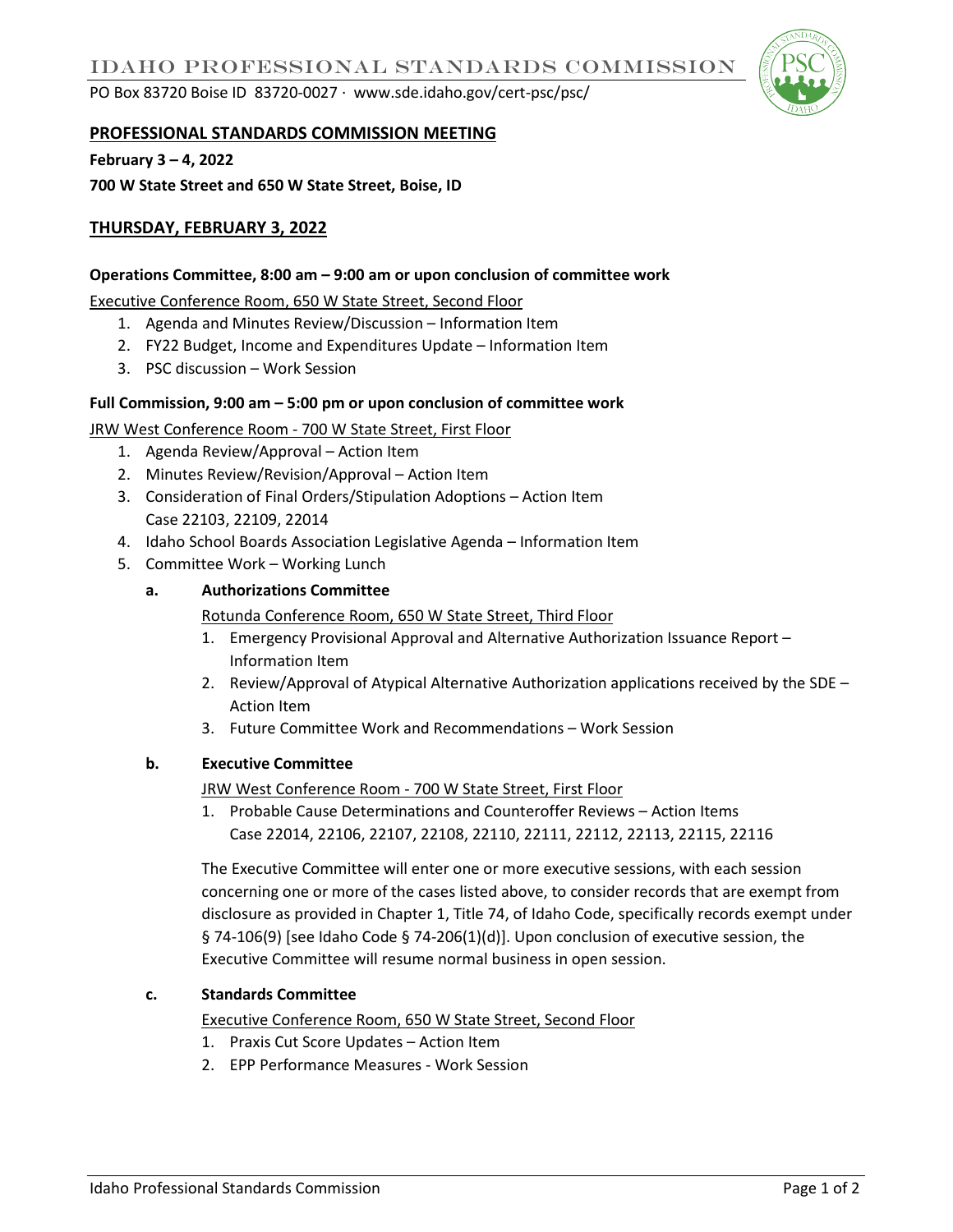# IDAHO PROFESSIONAL STANDARDS COMMISSION

PO Box 83720 Boise ID 83720-0027 · www.sde.idaho.gov/cert-psc/psc/

## PROFESSIONAL STANDARDS COMMISSION MEETING

**February 3 – 4, 2022**

**700 W State Street and 650 W State Street, Boise, ID**

## THURSDAY, FEBRUARY 3, 2022

### Operations Committee, 8:00 am – 9:00 am or upon conclusion of committee work

Executive Conference Room, 650 W State Street, Second Floor

1. Agenda and Minutes Review/Discussion – Information Item
2. FY22 Budget, Income and Expenditures Update – Information Item
3. PSC discussion – Work Session

### Full Commission, 9:00 am – 5:00 pm or upon conclusion of committee work

JRW West Conference Room - 700 W State Street, First Floor

1. Agenda Review/Approval – Action Item
2. Minutes Review/Revision/Approval – Action Item
3. Consideration of Final Orders/Stipulation Adoptions – Action Item
   Case 22103, 22109, 22014
4. Idaho School Boards Association Legislative Agenda – Information Item
5. Committee Work – Working Lunch

   **a. Authorizations Committee**

   Rotunda Conference Room, 650 W State Street, Third Floor

   1. Emergency Provisional Approval and Alternative Authorization Issuance Report – Information Item
   2. Review/Approval of Atypical Alternative Authorization applications received by the SDE – Action Item
   3. Future Committee Work and Recommendations – Work Session

   **b. Executive Committee**

   JRW West Conference Room - 700 W State Street, First Floor

   1. Probable Cause Determinations and Counteroffer Reviews – Action Items
      Case 22014, 22106, 22107, 22108, 22110, 22111, 22112, 22113, 22115, 22116

   The Executive Committee will enter one or more executive sessions, with each session concerning one or more of the cases listed above, to consider records that are exempt from disclosure as provided in Chapter 1, Title 74, of Idaho Code, specifically records exempt under § 74-106(9) [see Idaho Code § 74-206(1)(d)]. Upon conclusion of executive session, the Executive Committee will resume normal business in open session.

   **c. Standards Committee**

   Executive Conference Room, 650 W State Street, Second Floor

   1. Praxis Cut Score Updates – Action Item
   2. EPP Performance Measures - Work Session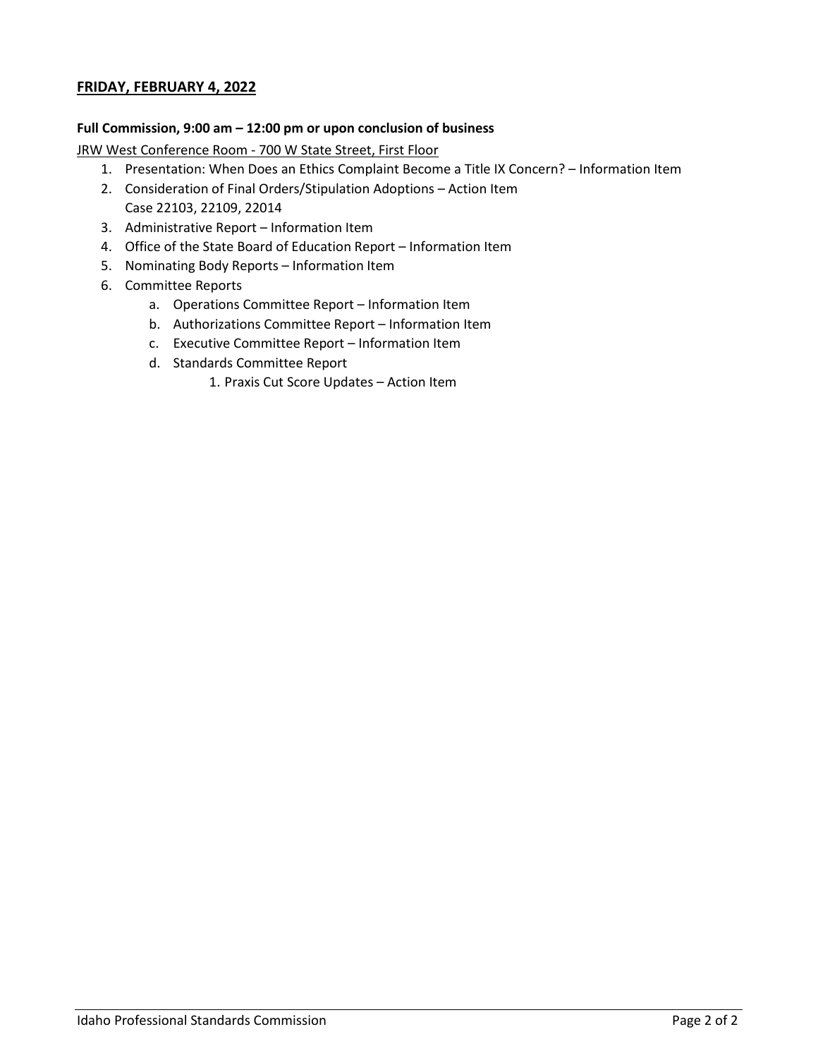## FRIDAY, FEBRUARY 4, 2022

**Full Commission, 9:00 am – 12:00 pm or upon conclusion of business**

JRW West Conference Room - 700 W State Street, First Floor

1. Presentation: When Does an Ethics Complaint Become a Title IX Concern? – Information Item
2. Consideration of Final Orders/Stipulation Adoptions – Action Item
   Case 22103, 22109, 22014
3. Administrative Report – Information Item
4. Office of the State Board of Education Report – Information Item
5. Nominating Body Reports – Information Item
6. Committee Reports
   a. Operations Committee Report – Information Item
   b. Authorizations Committee Report – Information Item
   c. Executive Committee Report – Information Item
   d. Standards Committee Report
      1. Praxis Cut Score Updates – Action Item